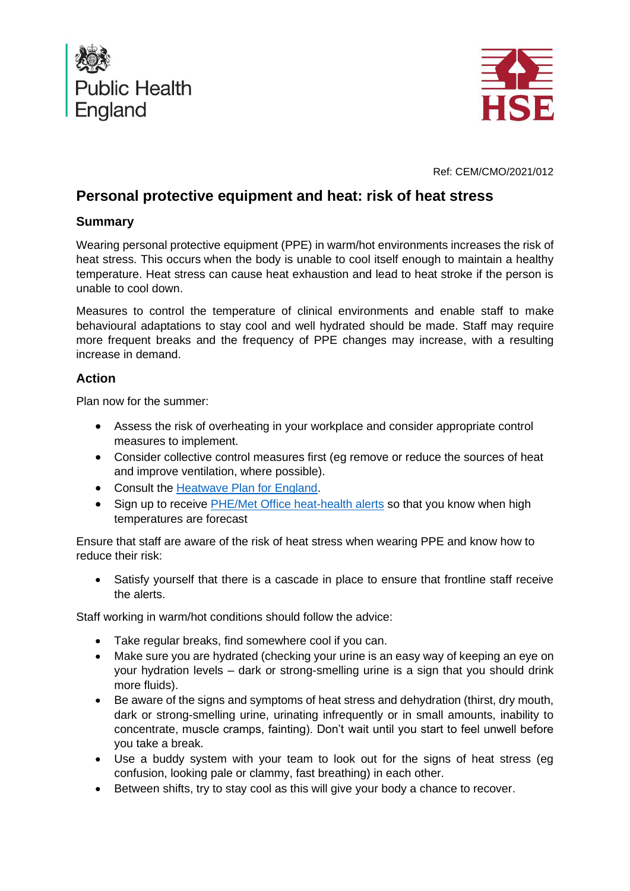Public Health England

HSE

Ref: CEM/CMO/2021/012

# Personal protective equipment and heat: risk of heat stress

## Summary

Wearing personal protective equipment (PPE) in warm/hot environments increases the risk of heat stress. This occurs when the body is unable to cool itself enough to maintain a healthy temperature. Heat stress can cause heat exhaustion and lead to heat stroke if the person is unable to cool down.

Measures to control the temperature of clinical environments and enable staff to make behavioural adaptations to stay cool and well hydrated should be made. Staff may require more frequent breaks and the frequency of PPE changes may increase, with a resulting increase in demand.

## Action

Plan now for the summer:

- Assess the risk of overheating in your workplace and consider appropriate control measures to implement.
- Consider collective control measures first (eg remove or reduce the sources of heat and improve ventilation, where possible).
- Consult the Heatwave Plan for England.
- Sign up to receive PHE/Met Office heat-health alerts so that you know when high temperatures are forecast

Ensure that staff are aware of the risk of heat stress when wearing PPE and know how to reduce their risk:

- Satisfy yourself that there is a cascade in place to ensure that frontline staff receive the alerts.

Staff working in warm/hot conditions should follow the advice:

- Take regular breaks, find somewhere cool if you can.
- Make sure you are hydrated (checking your urine is an easy way of keeping an eye on your hydration levels – dark or strong-smelling urine is a sign that you should drink more fluids).
- Be aware of the signs and symptoms of heat stress and dehydration (thirst, dry mouth, dark or strong-smelling urine, urinating infrequently or in small amounts, inability to concentrate, muscle cramps, fainting). Don't wait until you start to feel unwell before you take a break.
- Use a buddy system with your team to look out for the signs of heat stress (eg confusion, looking pale or clammy, fast breathing) in each other.
- Between shifts, try to stay cool as this will give your body a chance to recover.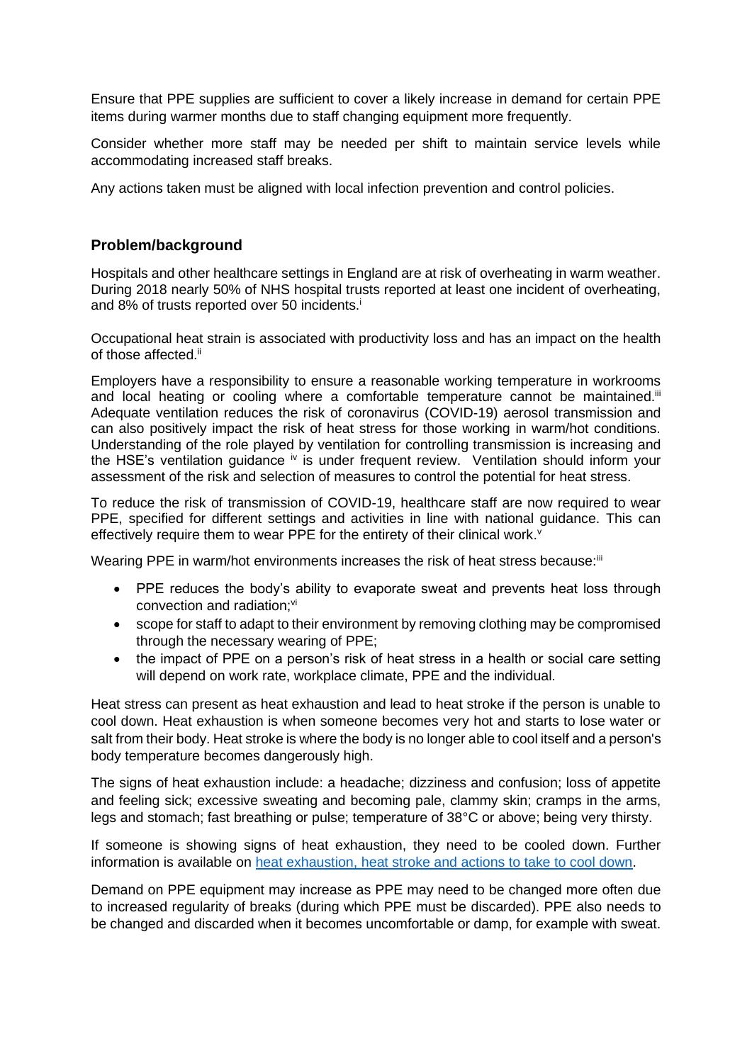Ensure that PPE supplies are sufficient to cover a likely increase in demand for certain PPE items during warmer months due to staff changing equipment more frequently.

Consider whether more staff may be needed per shift to maintain service levels while accommodating increased staff breaks.

Any actions taken must be aligned with local infection prevention and control policies.

## Problem/background

Hospitals and other healthcare settings in England are at risk of overheating in warm weather. During 2018 nearly 50% of NHS hospital trusts reported at least one incident of overheating, and 8% of trusts reported over 50 incidents.[i]

Occupational heat strain is associated with productivity loss and has an impact on the health of those affected.[ii]

Employers have a responsibility to ensure a reasonable working temperature in workrooms and local heating or cooling where a comfortable temperature cannot be maintained.[iii] Adequate ventilation reduces the risk of coronavirus (COVID-19) aerosol transmission and can also positively impact the risk of heat stress for those working in warm/hot conditions. Understanding of the role played by ventilation for controlling transmission is increasing and the HSE's ventilation guidance [iv] is under frequent review. Ventilation should inform your assessment of the risk and selection of measures to control the potential for heat stress.

To reduce the risk of transmission of COVID-19, healthcare staff are now required to wear PPE, specified for different settings and activities in line with national guidance. This can effectively require them to wear PPE for the entirety of their clinical work.[v]

Wearing PPE in warm/hot environments increases the risk of heat stress because:[iii]

- PPE reduces the body's ability to evaporate sweat and prevents heat loss through convection and radiation;[vi]
- scope for staff to adapt to their environment by removing clothing may be compromised through the necessary wearing of PPE;
- the impact of PPE on a person's risk of heat stress in a health or social care setting will depend on work rate, workplace climate, PPE and the individual.

Heat stress can present as heat exhaustion and lead to heat stroke if the person is unable to cool down. Heat exhaustion is when someone becomes very hot and starts to lose water or salt from their body. Heat stroke is where the body is no longer able to cool itself and a person's body temperature becomes dangerously high.

The signs of heat exhaustion include: a headache; dizziness and confusion; loss of appetite and feeling sick; excessive sweating and becoming pale, clammy skin; cramps in the arms, legs and stomach; fast breathing or pulse; temperature of 38°C or above; being very thirsty.

If someone is showing signs of heat exhaustion, they need to be cooled down. Further information is available on [heat exhaustion, heat stroke and actions to take to cool down](#).

Demand on PPE equipment may increase as PPE may need to be changed more often due to increased regularity of breaks (during which PPE must be discarded). PPE also needs to be changed and discarded when it becomes uncomfortable or damp, for example with sweat.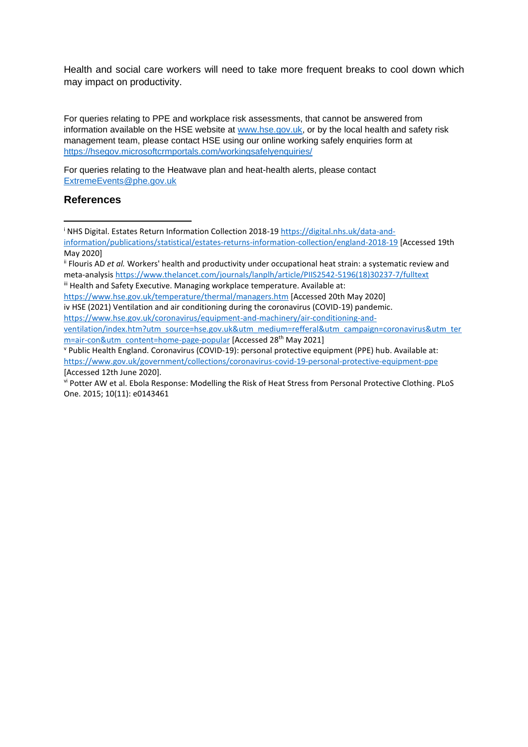Health and social care workers will need to take more frequent breaks to cool down which may impact on productivity.

For queries relating to PPE and workplace risk assessments, that cannot be answered from information available on the HSE website at www.hse.gov.uk, or by the local health and safety risk management team, please contact HSE using our online working safely enquiries form at https://hsegov.microsoftcrmportals.com/workingsafelyenquiries/

For queries relating to the Heatwave plan and heat-health alerts, please contact ExtremeEvents@phe.gov.uk

## References

[i] NHS Digital. Estates Return Information Collection 2018-19 https://digital.nhs.uk/data-and-information/publications/statistical/estates-returns-information-collection/england-2018-19 [Accessed 19th May 2020]

[ii] Flouris AD *et al.* Workers' health and productivity under occupational heat strain: a systematic review and meta-analysis https://www.thelancet.com/journals/lanplh/article/PIIS2542-5196(18)30237-7/fulltext

[iii] Health and Safety Executive. Managing workplace temperature. Available at: https://www.hse.gov.uk/temperature/thermal/managers.htm [Accessed 20th May 2020]

iv HSE (2021) Ventilation and air conditioning during the coronavirus (COVID-19) pandemic. https://www.hse.gov.uk/coronavirus/equipment-and-machinery/air-conditioning-and-ventilation/index.htm?utm_source=hse.gov.uk&utm_medium=refferal&utm_campaign=coronavirus&utm_term=air-con&utm_content=home-page-popular [Accessed 28th May 2021]

[v] Public Health England. Coronavirus (COVID-19): personal protective equipment (PPE) hub. Available at: https://www.gov.uk/government/collections/coronavirus-covid-19-personal-protective-equipment-ppe [Accessed 12th June 2020].

[vi] Potter AW et al. Ebola Response: Modelling the Risk of Heat Stress from Personal Protective Clothing. PLoS One. 2015; 10(11): e0143461